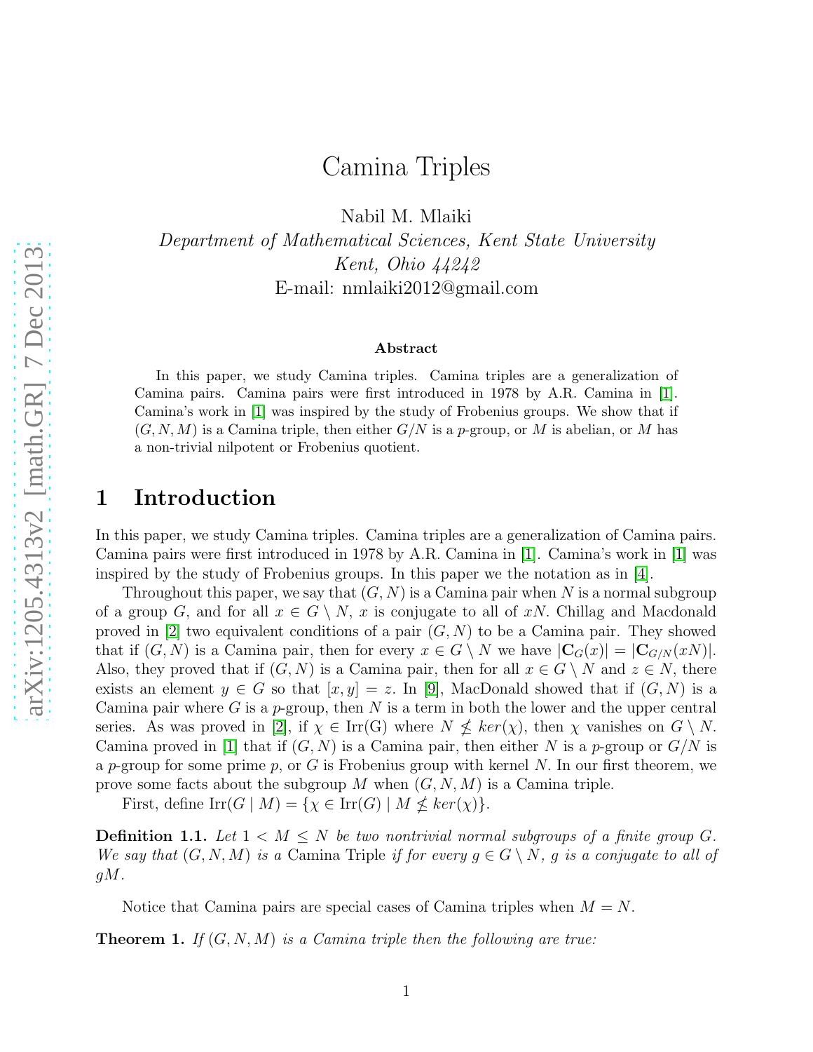# Camina Triples

Nabil M. Mlaiki

*Department of Mathematical Sciences, Kent State University*
*Kent, Ohio 44242*
E-mail: nmlaiki2012@gmail.com

**Abstract**

In this paper, we study Camina triples. Camina triples are a generalization of Camina pairs. Camina pairs were first introduced in 1978 by A.R. Camina in [1]. Camina's work in [1] was inspired by the study of Frobenius groups. We show that if $(G, N, M)$ is a Camina triple, then either $G/N$ is a $p$-group, or $M$ is abelian, or $M$ has a non-trivial nilpotent or Frobenius quotient.

## 1 Introduction

In this paper, we study Camina triples. Camina triples are a generalization of Camina pairs. Camina pairs were first introduced in 1978 by A.R. Camina in [1]. Camina's work in [1] was inspired by the study of Frobenius groups. In this paper we the notation as in [4].

Throughout this paper, we say that $(G, N)$ is a Camina pair when $N$ is a normal subgroup of a group $G$, and for all $x \in G \setminus N$, $x$ is conjugate to all of $xN$. Chillag and Macdonald proved in [2] two equivalent conditions of a pair $(G, N)$ to be a Camina pair. They showed that if $(G, N)$ is a Camina pair, then for every $x \in G \setminus N$ we have $|\mathbf{C}_G(x)| = |\mathbf{C}_{G/N}(xN)|$. Also, they proved that if $(G, N)$ is a Camina pair, then for all $x \in G \setminus N$ and $z \in N$, there exists an element $y \in G$ so that $[x, y] = z$. In [9], MacDonald showed that if $(G, N)$ is a Camina pair where $G$ is a $p$-group, then $N$ is a term in both the lower and the upper central series. As was proved in [2], if $\chi \in \mathrm{Irr(G)}$ where $N \not\leq ker(\chi)$, then $\chi$ vanishes on $G \setminus N$. Camina proved in [1] that if $(G, N)$ is a Camina pair, then either $N$ is a $p$-group or $G/N$ is a $p$-group for some prime $p$, or $G$ is Frobenius group with kernel $N$. In our first theorem, we prove some facts about the subgroup $M$ when $(G, N, M)$ is a Camina triple.

First, define $\mathrm{Irr}(G \mid M) = \{\chi \in \mathrm{Irr}(G) \mid M \not\leq ker(\chi)\}$.

**Definition 1.1.** *Let $1 < M \leq N$ be two nontrivial normal subgroups of a finite group $G$. We say that $(G, N, M)$ is a* Camina Triple *if for every $g \in G \setminus N$, $g$ is a conjugate to all of $gM$.*

Notice that Camina pairs are special cases of Camina triples when $M = N$.

**Theorem 1.** *If $(G, N, M)$ is a Camina triple then the following are true:*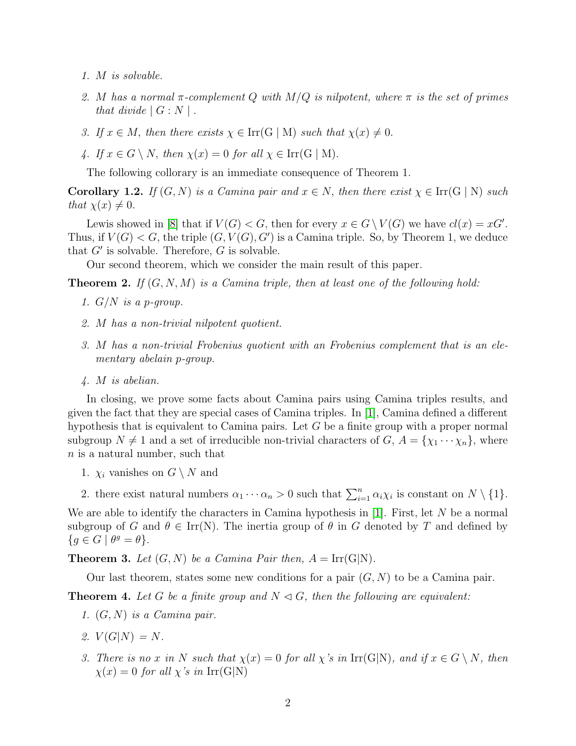1. *$M$ is solvable.*

2. *$M$ has a normal $\pi$-complement $Q$ with $M/Q$ is nilpotent, where $\pi$ is the set of primes that divide $\mid G : N \mid$ .*

3. *If $x \in M$, then there exists $\chi \in \mathrm{Irr(G \mid M)}$ such that $\chi(x) \neq 0$.*

4. *If $x \in G \setminus N$, then $\chi(x) = 0$ for all $\chi \in \mathrm{Irr(G \mid M)}$.*

The following collorary is an immediate consequence of Theorem 1.

**Corollary 1.2.** *If $(G, N)$ is a Camina pair and $x \in N$, then there exist $\chi \in \mathrm{Irr(G \mid N)}$ such that $\chi(x) \neq 0$.*

Lewis showed in [8] that if $V(G) < G$, then for every $x \in G \setminus V(G)$ we have $cl(x) = xG'$. Thus, if $V(G) < G$, the triple $(G, V(G), G')$ is a Camina triple. So, by Theorem 1, we deduce that $G'$ is solvable. Therefore, $G$ is solvable.

Our second theorem, which we consider the main result of this paper.

**Theorem 2.** *If $(G, N, M)$ is a Camina triple, then at least one of the following hold:*

1. *$G/N$ is a $p$-group.*

2. *$M$ has a non-trivial nilpotent quotient.*

3. *$M$ has a non-trivial Frobenius quotient with an Frobenius complement that is an elementary abelain $p$-group.*

4. *$M$ is abelian.*

In closing, we prove some facts about Camina pairs using Camina triples results, and given the fact that they are special cases of Camina triples. In [1], Camina defined a different hypothesis that is equivalent to Camina pairs. Let $G$ be a finite group with a proper normal subgroup $N \neq 1$ and a set of irreducible non-trivial characters of $G$, $A = \{\chi_1 \cdots \chi_n\}$, where $n$ is a natural number, such that

1. $\chi_i$ vanishes on $G \setminus N$ and

2. there exist natural numbers $\alpha_1 \cdots \alpha_n > 0$ such that $\sum_{i=1}^{n} \alpha_i \chi_i$ is constant on $N \setminus \{1\}$.

We are able to identify the characters in Camina hypothesis in [1]. First, let $N$ be a normal subgroup of $G$ and $\theta \in \mathrm{Irr(N)}$. The inertia group of $\theta$ in $G$ denoted by $T$ and defined by $\{g \in G \mid \theta^g = \theta\}$.

**Theorem 3.** *Let $(G, N)$ be a Camina Pair then, $A = \mathrm{Irr(G|N)}$.*

Our last theorem, states some new conditions for a pair $(G, N)$ to be a Camina pair.

**Theorem 4.** *Let $G$ be a finite group and $N \lhd G$, then the following are equivalent:*

1. *$(G, N)$ is a Camina pair.*

2. *$V(G|N) = N$.*

3. *There is no $x$ in $N$ such that $\chi(x) = 0$ for all $\chi$'s in $\mathrm{Irr(G|N)}$, and if $x \in G \setminus N$, then $\chi(x) = 0$ for all $\chi$'s in $\mathrm{Irr(G|N)}$*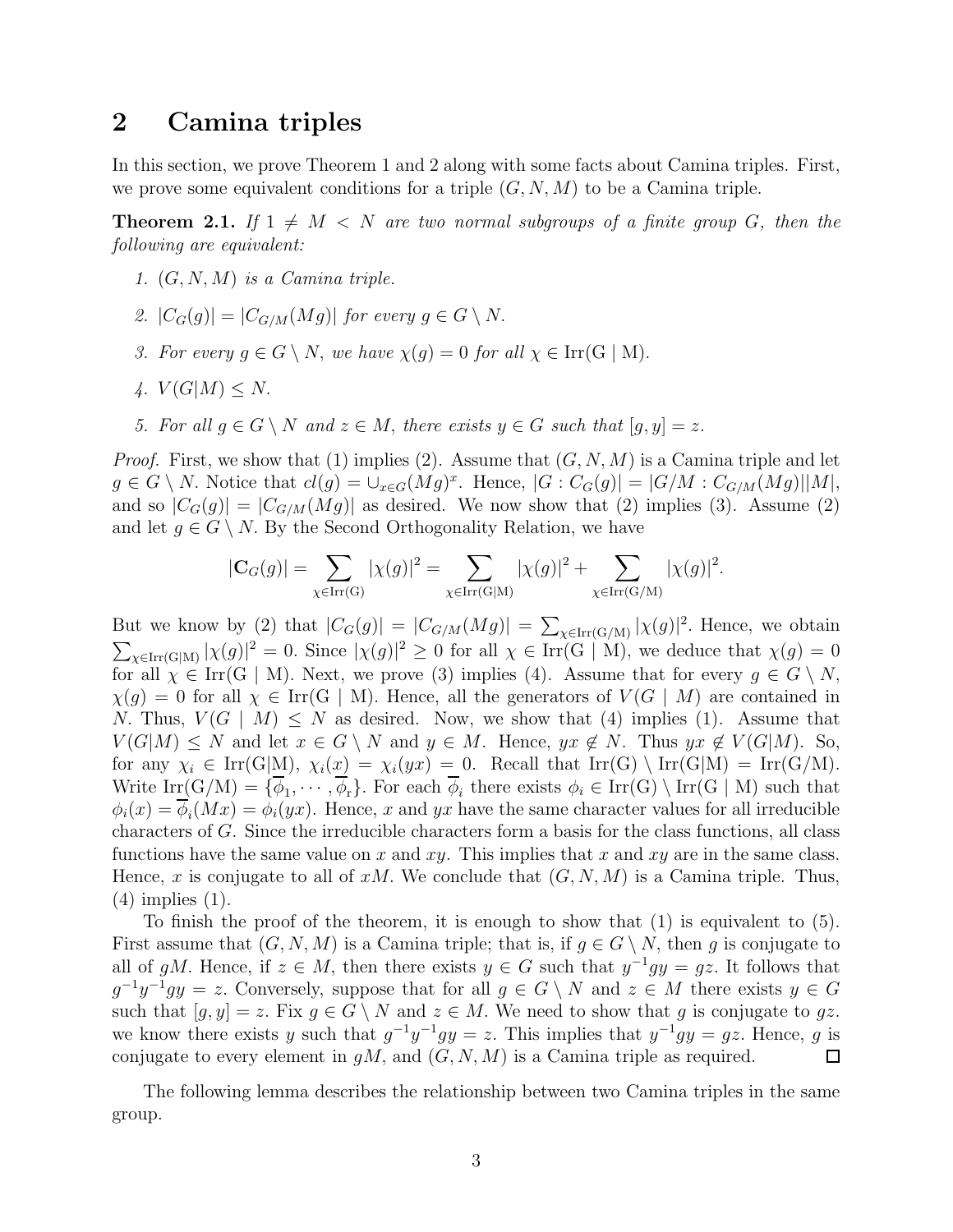## 2 Camina triples

In this section, we prove Theorem 1 and 2 along with some facts about Camina triples. First, we prove some equivalent conditions for a triple $(G, N, M)$ to be a Camina triple.

**Theorem 2.1.** *If $1 \neq M < N$ are two normal subgroups of a finite group $G$, then the following are equivalent:*

1. *$(G, N, M)$ is a Camina triple.*
2. *$|C_G(g)| = |C_{G/M}(Mg)|$ for every $g \in G \setminus N$.*
3. *For every $g \in G \setminus N$, we have $\chi(g) = 0$ for all $\chi \in \mathrm{Irr(G \mid M)}$.*
4. *$V(G|M) \leq N$.*
5. *For all $g \in G \setminus N$ and $z \in M$, there exists $y \in G$ such that $[g, y] = z$.*

*Proof.* First, we show that (1) implies (2). Assume that $(G, N, M)$ is a Camina triple and let $g \in G \setminus N$. Notice that $cl(g) = \cup_{x \in G}(Mg)^x$. Hence, $|G : C_G(g)| = |G/M : C_{G/M}(Mg)||M|$, and so $|C_G(g)| = |C_{G/M}(Mg)|$ as desired. We now show that (2) implies (3). Assume (2) and let $g \in G \setminus N$. By the Second Orthogonality Relation, we have

$$|\mathbf{C}_G(g)| = \sum_{\chi \in \mathrm{Irr(G)}} |\chi(g)|^2 = \sum_{\chi \in \mathrm{Irr(G|M)}} |\chi(g)|^2 + \sum_{\chi \in \mathrm{Irr(G/M)}} |\chi(g)|^2.$$

But we know by (2) that $|C_G(g)| = |C_{G/M}(Mg)| = \sum_{\chi \in \mathrm{Irr(G/M)}} |\chi(g)|^2$. Hence, we obtain $\sum_{\chi \in \mathrm{Irr(G|M)}} |\chi(g)|^2 = 0$. Since $|\chi(g)|^2 \geq 0$ for all $\chi \in \mathrm{Irr(G \mid M)}$, we deduce that $\chi(g) = 0$ for all $\chi \in \mathrm{Irr(G \mid M)}$. Next, we prove (3) implies (4). Assume that for every $g \in G \setminus N$, $\chi(g) = 0$ for all $\chi \in \mathrm{Irr(G \mid M)}$. Hence, all the generators of $V(G \mid M)$ are contained in $N$. Thus, $V(G \mid M) \leq N$ as desired. Now, we show that (4) implies (1). Assume that $V(G|M) \leq N$ and let $x \in G \setminus N$ and $y \in M$. Hence, $yx \notin N$. Thus $yx \notin V(G|M)$. So, for any $\chi_i \in \mathrm{Irr(G|M)}$, $\chi_i(x) = \chi_i(yx) = 0$. Recall that $\mathrm{Irr(G)} \setminus \mathrm{Irr(G|M)} = \mathrm{Irr(G/M)}$. Write $\mathrm{Irr(G/M)} = \{\overline{\phi}_1, \cdots, \overline{\phi}_r\}$. For each $\overline{\phi}_i$ there exists $\phi_i \in \mathrm{Irr(G)} \setminus \mathrm{Irr(G \mid M)}$ such that $\phi_i(x) = \overline{\phi}_i(Mx) = \phi_i(yx)$. Hence, $x$ and $yx$ have the same character values for all irreducible characters of $G$. Since the irreducible characters form a basis for the class functions, all class functions have the same value on $x$ and $xy$. This implies that $x$ and $xy$ are in the same class. Hence, $x$ is conjugate to all of $xM$. We conclude that $(G, N, M)$ is a Camina triple. Thus, (4) implies (1).

To finish the proof of the theorem, it is enough to show that (1) is equivalent to (5). First assume that $(G, N, M)$ is a Camina triple; that is, if $g \in G \setminus N$, then $g$ is conjugate to all of $gM$. Hence, if $z \in M$, then there exists $y \in G$ such that $y^{-1}gy = gz$. It follows that $g^{-1}y^{-1}gy = z$. Conversely, suppose that for all $g \in G \setminus N$ and $z \in M$ there exists $y \in G$ such that $[g, y] = z$. Fix $g \in G \setminus N$ and $z \in M$. We need to show that $g$ is conjugate to $gz$. we know there exists $y$ such that $g^{-1}y^{-1}gy = z$. This implies that $y^{-1}gy = gz$. Hence, $g$ is conjugate to every element in $gM$, and $(G, N, M)$ is a Camina triple as required. $\square$

The following lemma describes the relationship between two Camina triples in the same group.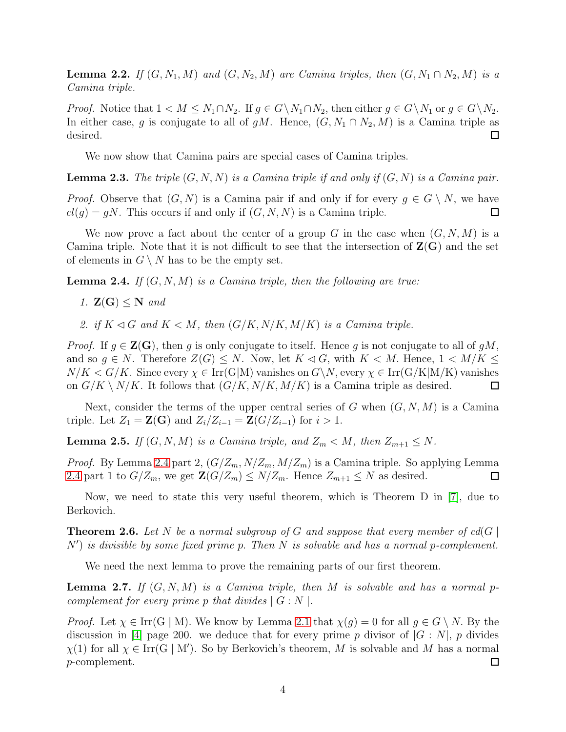**Lemma 2.2.** *If $(G, N_1, M)$ and $(G, N_2, M)$ are Camina triples, then $(G, N_1 \cap N_2, M)$ is a Camina triple.*

*Proof.* Notice that $1 < M \leq N_1 \cap N_2$. If $g \in G \setminus N_1 \cap N_2$, then either $g \in G \setminus N_1$ or $g \in G \setminus N_2$. In either case, $g$ is conjugate to all of $gM$. Hence, $(G, N_1 \cap N_2, M)$ is a Camina triple as desired. ☐

We now show that Camina pairs are special cases of Camina triples.

**Lemma 2.3.** *The triple $(G, N, N)$ is a Camina triple if and only if $(G, N)$ is a Camina pair.*

*Proof.* Observe that $(G, N)$ is a Camina pair if and only if for every $g \in G \setminus N$, we have $cl(g) = gN$. This occurs if and only if $(G, N, N)$ is a Camina triple. ☐

We now prove a fact about the center of a group $G$ in the case when $(G, N, M)$ is a Camina triple. Note that it is not difficult to see that the intersection of $\mathbf{Z}(\mathbf{G})$ and the set of elements in $G \setminus N$ has to be the empty set.

**Lemma 2.4.** *If $(G, N, M)$ is a Camina triple, then the following are true:*

1. $\mathbf{Z}(\mathbf{G}) \leq \mathbf{N}$ *and*
2. *if $K \lhd G$ and $K < M$, then $(G/K, N/K, M/K)$ is a Camina triple.*

*Proof.* If $g \in \mathbf{Z}(\mathbf{G})$, then $g$ is only conjugate to itself. Hence $g$ is not conjugate to all of $gM$, and so $g \in N$. Therefore $Z(G) \leq N$. Now, let $K \lhd G$, with $K < M$. Hence, $1 < M/K \leq N/K < G/K$. Since every $\chi \in \mathrm{Irr}(G|M)$ vanishes on $G \backslash N$, every $\chi \in \mathrm{Irr}(G/K|M/K)$ vanishes on $G/K \setminus N/K$. It follows that $(G/K, N/K, M/K)$ is a Camina triple as desired. ☐

Next, consider the terms of the upper central series of $G$ when $(G, N, M)$ is a Camina triple. Let $Z_1 = \mathbf{Z}(\mathbf{G})$ and $Z_i/Z_{i-1} = \mathbf{Z}(G/Z_{i-1})$ for $i > 1$.

**Lemma 2.5.** *If $(G, N, M)$ is a Camina triple, and $Z_m < M$, then $Z_{m+1} \leq N$.*

*Proof.* By Lemma 2.4 part 2, $(G/Z_m, N/Z_m, M/Z_m)$ is a Camina triple. So applying Lemma 2.4 part 1 to $G/Z_m$, we get $\mathbf{Z}(G/Z_m) \leq N/Z_m$. Hence $Z_{m+1} \leq N$ as desired. ☐

Now, we need to state this very useful theorem, which is Theorem D in [7], due to Berkovich.

**Theorem 2.6.** *Let $N$ be a normal subgroup of $G$ and suppose that every member of $cd(G \mid N')$ is divisible by some fixed prime $p$. Then $N$ is solvable and has a normal $p$-complement.*

We need the next lemma to prove the remaining parts of our first theorem.

**Lemma 2.7.** *If $(G, N, M)$ is a Camina triple, then $M$ is solvable and has a normal $p$-complement for every prime $p$ that divides $\mid G : N \mid$.*

*Proof.* Let $\chi \in \mathrm{Irr}(G \mid M)$. We know by Lemma 2.1 that $\chi(g) = 0$ for all $g \in G \setminus N$. By the discussion in [4] page 200. we deduce that for every prime $p$ divisor of $|G : N|$, $p$ divides $\chi(1)$ for all $\chi \in \mathrm{Irr}(G \mid M')$. So by Berkovich's theorem, $M$ is solvable and $M$ has a normal $p$-complement. ☐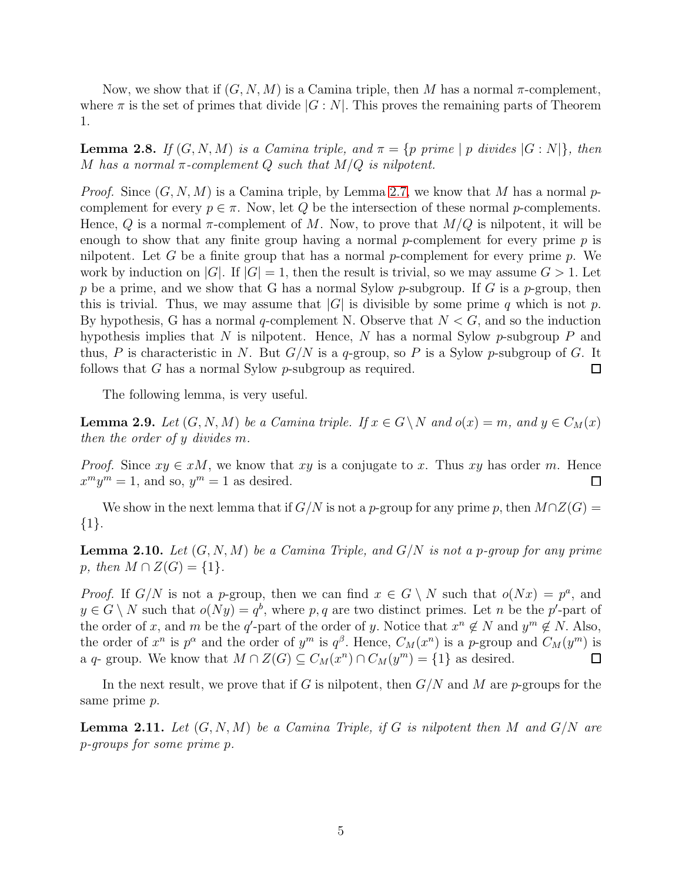Now, we show that if $(G, N, M)$ is a Camina triple, then $M$ has a normal $\pi$-complement, where $\pi$ is the set of primes that divide $|G : N|$. This proves the remaining parts of Theorem 1.

**Lemma 2.8.** *If $(G, N, M)$ is a Camina triple, and $\pi = \{p \text{ prime} \mid p \text{ divides } |G : N|\}$, then $M$ has a normal $\pi$-complement $Q$ such that $M/Q$ is nilpotent.*

*Proof.* Since $(G, N, M)$ is a Camina triple, by Lemma 2.7, we know that $M$ has a normal $p$-complement for every $p \in \pi$. Now, let $Q$ be the intersection of these normal $p$-complements. Hence, $Q$ is a normal $\pi$-complement of $M$. Now, to prove that $M/Q$ is nilpotent, it will be enough to show that any finite group having a normal $p$-complement for every prime $p$ is nilpotent. Let $G$ be a finite group that has a normal $p$-complement for every prime $p$. We work by induction on $|G|$. If $|G| = 1$, then the result is trivial, so we may assume $G > 1$. Let $p$ be a prime, and we show that G has a normal Sylow $p$-subgroup. If $G$ is a $p$-group, then this is trivial. Thus, we may assume that $|G|$ is divisible by some prime $q$ which is not $p$. By hypothesis, G has a normal $q$-complement N. Observe that $N < G$, and so the induction hypothesis implies that $N$ is nilpotent. Hence, $N$ has a normal Sylow $p$-subgroup $P$ and thus, $P$ is characteristic in $N$. But $G/N$ is a $q$-group, so $P$ is a Sylow $p$-subgroup of $G$. It follows that $G$ has a normal Sylow $p$-subgroup as required. $\square$

The following lemma, is very useful.

**Lemma 2.9.** *Let $(G, N, M)$ be a Camina triple. If $x \in G \setminus N$ and $o(x) = m$, and $y \in C_M(x)$ then the order of $y$ divides $m$.*

*Proof.* Since $xy \in xM$, we know that $xy$ is a conjugate to $x$. Thus $xy$ has order $m$. Hence $x^m y^m = 1$, and so, $y^m = 1$ as desired. $\square$

We show in the next lemma that if $G/N$ is not a $p$-group for any prime $p$, then $M \cap Z(G) = \{1\}$.

**Lemma 2.10.** *Let $(G, N, M)$ be a Camina Triple, and $G/N$ is not a $p$-group for any prime $p$, then $M \cap Z(G) = \{1\}$.*

*Proof.* If $G/N$ is not a $p$-group, then we can find $x \in G \setminus N$ such that $o(Nx) = p^a$, and $y \in G \setminus N$ such that $o(Ny) = q^b$, where $p, q$ are two distinct primes. Let $n$ be the $p'$-part of the order of $x$, and $m$ be the $q'$-part of the order of $y$. Notice that $x^n \notin N$ and $y^m \notin N$. Also, the order of $x^n$ is $p^\alpha$ and the order of $y^m$ is $q^\beta$. Hence, $C_M(x^n)$ is a $p$-group and $C_M(y^m)$ is a $q$- group. We know that $M \cap Z(G) \subseteq C_M(x^n) \cap C_M(y^m) = \{1\}$ as desired. $\square$

In the next result, we prove that if $G$ is nilpotent, then $G/N$ and $M$ are $p$-groups for the same prime $p$.

**Lemma 2.11.** *Let $(G, N, M)$ be a Camina Triple, if $G$ is nilpotent then $M$ and $G/N$ are $p$-groups for some prime $p$.*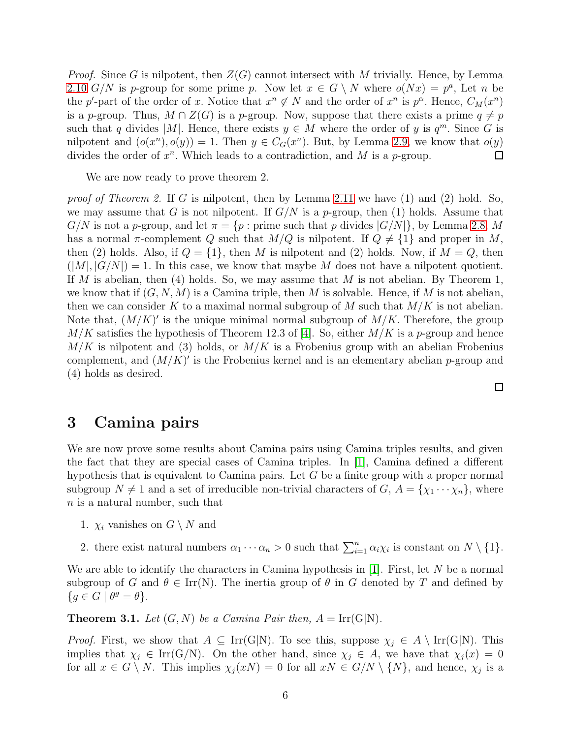*Proof.* Since $G$ is nilpotent, then $Z(G)$ cannot intersect with $M$ trivially. Hence, by Lemma 2.10 $G/N$ is $p$-group for some prime $p$. Now let $x \in G \setminus N$ where $o(Nx) = p^a$, Let $n$ be the $p'$-part of the order of $x$. Notice that $x^n \notin N$ and the order of $x^n$ is $p^\alpha$. Hence, $C_M(x^n)$ is a $p$-group. Thus, $M \cap Z(G)$ is a $p$-group. Now, suppose that there exists a prime $q \neq p$ such that $q$ divides $|M|$. Hence, there exists $y \in M$ where the order of $y$ is $q^m$. Since $G$ is nilpotent and $(o(x^n), o(y)) = 1$. Then $y \in C_G(x^n)$. But, by Lemma 2.9, we know that $o(y)$ divides the order of $x^n$. Which leads to a contradiction, and $M$ is a $p$-group. □

We are now ready to prove theorem 2.

*proof of Theorem 2.* If $G$ is nilpotent, then by Lemma 2.11 we have (1) and (2) hold. So, we may assume that $G$ is not nilpotent. If $G/N$ is a $p$-group, then (1) holds. Assume that $G/N$ is not a $p$-group, and let $\pi = \{p : \text{prime such that } p \text{ divides } |G/N|\}$, by Lemma 2.8, $M$ has a normal $\pi$-complement $Q$ such that $M/Q$ is nilpotent. If $Q \neq \{1\}$ and proper in $M$, then (2) holds. Also, if $Q = \{1\}$, then $M$ is nilpotent and (2) holds. Now, if $M = Q$, then $(|M|, |G/N|) = 1$. In this case, we know that maybe $M$ does not have a nilpotent quotient. If $M$ is abelian, then (4) holds. So, we may assume that $M$ is not abelian. By Theorem 1, we know that if $(G, N, M)$ is a Camina triple, then $M$ is solvable. Hence, if $M$ is not abelian, then we can consider $K$ to a maximal normal subgroup of $M$ such that $M/K$ is not abelian. Note that, $(M/K)'$ is the unique minimal normal subgroup of $M/K$. Therefore, the group $M/K$ satisfies the hypothesis of Theorem 12.3 of [4]. So, either $M/K$ is a $p$-group and hence $M/K$ is nilpotent and (3) holds, or $M/K$ is a Frobenius group with an abelian Frobenius complement, and $(M/K)'$ is the Frobenius kernel and is an elementary abelian $p$-group and (4) holds as desired.

□

# 3 Camina pairs

We are now prove some results about Camina pairs using Camina triples results, and given the fact that they are special cases of Camina triples. In [1], Camina defined a different hypothesis that is equivalent to Camina pairs. Let $G$ be a finite group with a proper normal subgroup $N \neq 1$ and a set of irreducible non-trivial characters of $G$, $A = \{\chi_1 \cdots \chi_n\}$, where $n$ is a natural number, such that

1. $\chi_i$ vanishes on $G \setminus N$ and
2. there exist natural numbers $\alpha_1 \cdots \alpha_n > 0$ such that $\sum_{i=1}^{n} \alpha_i \chi_i$ is constant on $N \setminus \{1\}$.

We are able to identify the characters in Camina hypothesis in [1]. First, let $N$ be a normal subgroup of $G$ and $\theta \in \mathrm{Irr(N)}$. The inertia group of $\theta$ in $G$ denoted by $T$ and defined by $\{g \in G \mid \theta^g = \theta\}$.

**Theorem 3.1.** *Let $(G, N)$ be a Camina Pair then, $A = \mathrm{Irr(G|N)}$.*

*Proof.* First, we show that $A \subseteq \mathrm{Irr(G|N)}$. To see this, suppose $\chi_j \in A \setminus \mathrm{Irr(G|N)}$. This implies that $\chi_j \in \mathrm{Irr(G/N)}$. On the other hand, since $\chi_j \in A$, we have that $\chi_j(x) = 0$ for all $x \in G \setminus N$. This implies $\chi_j(xN) = 0$ for all $xN \in G/N \setminus \{N\}$, and hence, $\chi_j$ is a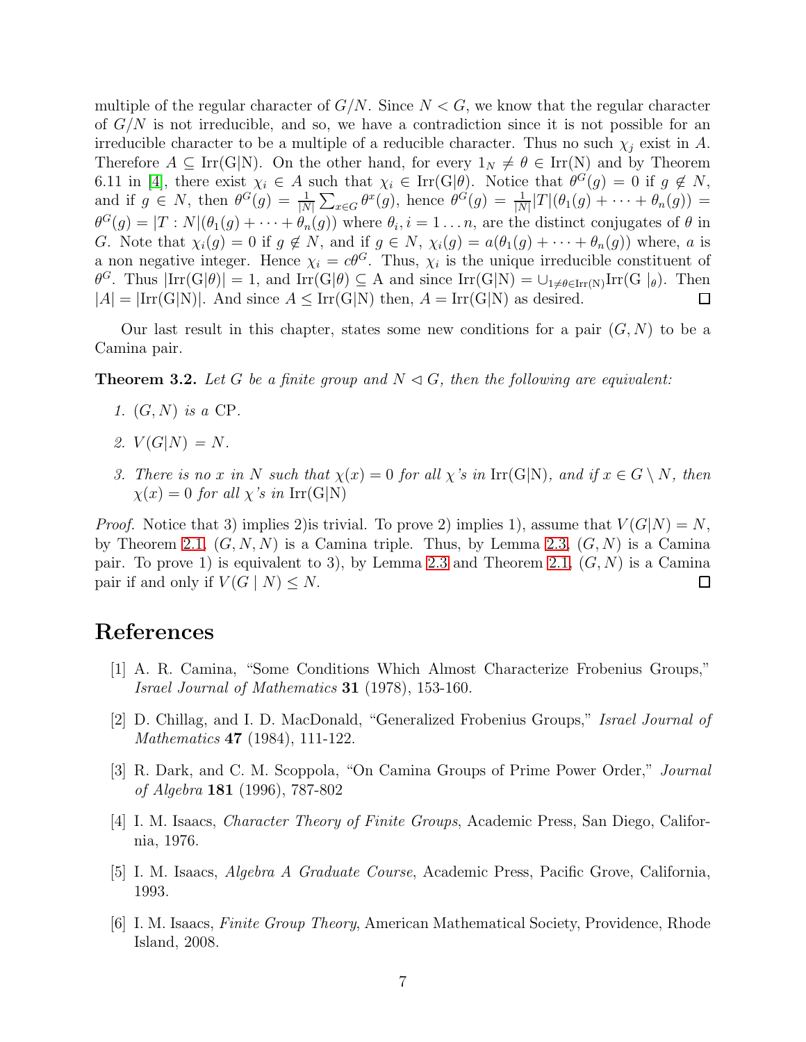multiple of the regular character of $G/N$. Since $N < G$, we know that the regular character of $G/N$ is not irreducible, and so, we have a contradiction since it is not possible for an irreducible character to be a multiple of a reducible character. Thus no such $\chi_j$ exist in $A$. Therefore $A \subseteq \mathrm{Irr(G|N)}$. On the other hand, for every $1_N \neq \theta \in \mathrm{Irr(N)}$ and by Theorem 6.11 in [4], there exist $\chi_i \in A$ such that $\chi_i \in \mathrm{Irr(G|\theta)}$. Notice that $\theta^G(g) = 0$ if $g \notin N$, and if $g \in N$, then $\theta^G(g) = \frac{1}{|N|}\sum_{x \in G}\theta^x(g)$, hence $\theta^G(g) = \frac{1}{|N|}|T|(\theta_1(g) + \cdots + \theta_n(g)) = \theta^G(g) = |T : N|(\theta_1(g) + \cdots + \theta_n(g))$ where $\theta_i, i = 1 \ldots n$, are the distinct conjugates of $\theta$ in $G$. Note that $\chi_i(g) = 0$ if $g \notin N$, and if $g \in N$, $\chi_i(g) = a(\theta_1(g) + \cdots + \theta_n(g))$ where, $a$ is a non negative integer. Hence $\chi_i = c\theta^G$. Thus, $\chi_i$ is the unique irreducible constituent of $\theta^G$. Thus $|\mathrm{Irr(G|\theta)}| = 1$, and $\mathrm{Irr(G|\theta)} \subseteq \mathrm{A}$ and since $\mathrm{Irr(G|N)} = \cup_{1 \neq \theta \in \mathrm{Irr(N)}}\mathrm{Irr}(\mathrm{G}\ |_{\theta})$. Then $|A| = |\mathrm{Irr(G|N)}|$. And since $A \leq \mathrm{Irr(G|N)}$ then, $A = \mathrm{Irr(G|N)}$ as desired. □

Our last result in this chapter, states some new conditions for a pair $(G, N)$ to be a Camina pair.

**Theorem 3.2.** *Let $G$ be a finite group and $N \lhd G$, then the following are equivalent:*

1. *$(G, N)$ is a* CP.
2. *$V(G|N) = N$.*
3. *There is no $x$ in $N$ such that $\chi(x) = 0$ for all $\chi$'s in $\mathrm{Irr(G|N)}$, and if $x \in G \setminus N$, then $\chi(x) = 0$ for all $\chi$'s in $\mathrm{Irr(G|N)}$*

*Proof.* Notice that 3) implies 2)is trivial. To prove 2) implies 1), assume that $V(G|N) = N$, by Theorem 2.1, $(G, N, N)$ is a Camina triple. Thus, by Lemma 2.3, $(G, N)$ is a Camina pair. To prove 1) is equivalent to 3), by Lemma 2.3 and Theorem 2.1, $(G, N)$ is a Camina pair if and only if $V(G \mid N) \leq N$. □

## References

[1] A. R. Camina, "Some Conditions Which Almost Characterize Frobenius Groups," *Israel Journal of Mathematics* **31** (1978), 153-160.

[2] D. Chillag, and I. D. MacDonald, "Generalized Frobenius Groups," *Israel Journal of Mathematics* **47** (1984), 111-122.

[3] R. Dark, and C. M. Scoppola, "On Camina Groups of Prime Power Order," *Journal of Algebra* **181** (1996), 787-802

[4] I. M. Isaacs, *Character Theory of Finite Groups*, Academic Press, San Diego, California, 1976.

[5] I. M. Isaacs, *Algebra A Graduate Course*, Academic Press, Pacific Grove, California, 1993.

[6] I. M. Isaacs, *Finite Group Theory*, American Mathematical Society, Providence, Rhode Island, 2008.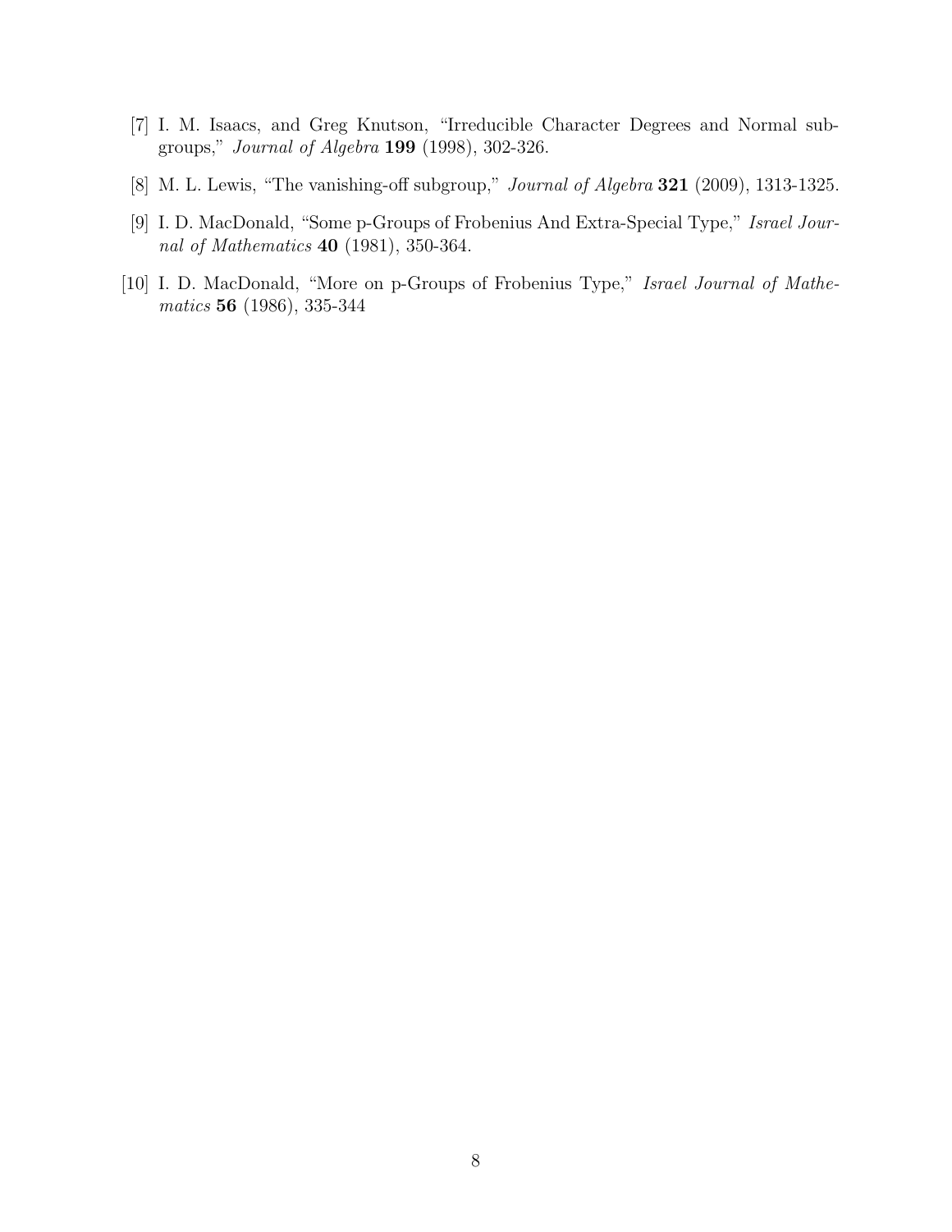[7] I. M. Isaacs, and Greg Knutson, "Irreducible Character Degrees and Normal subgroups," *Journal of Algebra* **199** (1998), 302-326.

[8] M. L. Lewis, "The vanishing-off subgroup," *Journal of Algebra* **321** (2009), 1313-1325.

[9] I. D. MacDonald, "Some p-Groups of Frobenius And Extra-Special Type," *Israel Journal of Mathematics* **40** (1981), 350-364.

[10] I. D. MacDonald, "More on p-Groups of Frobenius Type," *Israel Journal of Mathematics* **56** (1986), 335-344